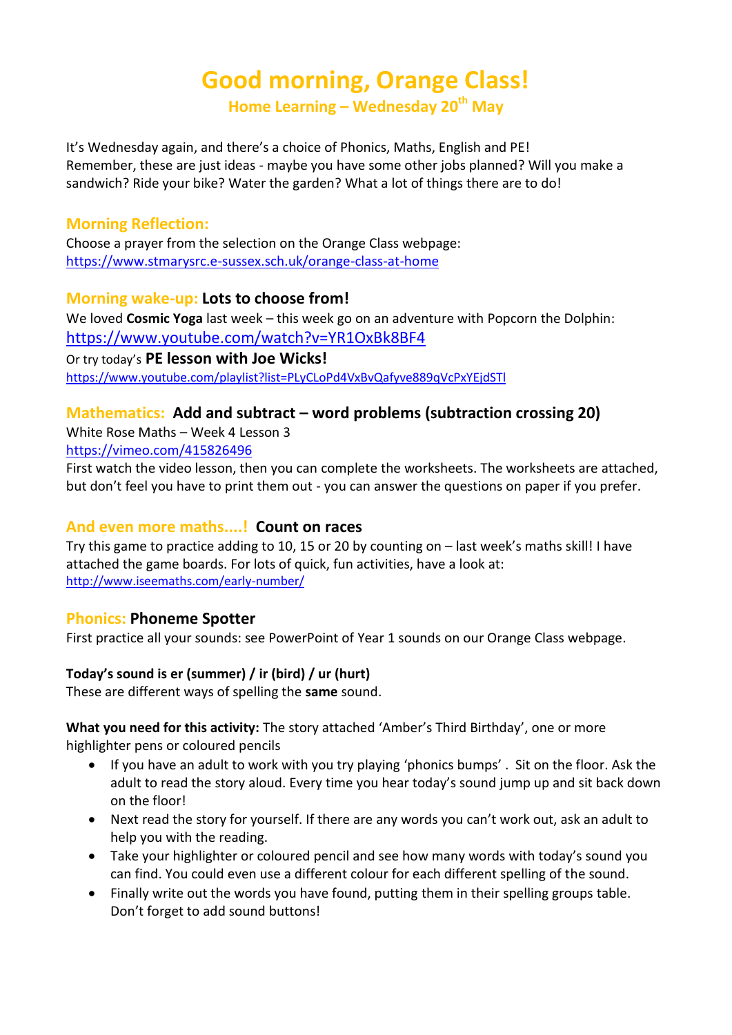# Good morning, Orange Class!

## Home Learning – Wednesday 20th May

It's Wednesday again, and there's a choice of Phonics, Maths, English and PE!
Remember, these are just ideas - maybe you have some other jobs planned? Will you make a sandwich? Ride your bike? Water the garden? What a lot of things there are to do!

### Morning Reflection:

Choose a prayer from the selection on the Orange Class webpage:
https://www.stmarysrc.e-sussex.sch.uk/orange-class-at-home

### Morning wake-up: **Lots to choose from!**

We loved **Cosmic Yoga** last week – this week go on an adventure with Popcorn the Dolphin:
https://www.youtube.com/watch?v=YR1OxBk8BF4

Or try today's **PE lesson with Joe Wicks!**
https://www.youtube.com/playlist?list=PLyCLoPd4VxBvQafyve889qVcPxYEjdSTl

### Mathematics: **Add and subtract – word problems (subtraction crossing 20)**

White Rose Maths – Week 4 Lesson 3
https://vimeo.com/415826496
First watch the video lesson, then you can complete the worksheets. The worksheets are attached, but don't feel you have to print them out - you can answer the questions on paper if you prefer.

### And even more maths....! **Count on races**

Try this game to practice adding to 10, 15 or 20 by counting on – last week's maths skill! I have attached the game boards. For lots of quick, fun activities, have a look at:
http://www.iseemaths.com/early-number/

### Phonics: **Phoneme Spotter**

First practice all your sounds: see PowerPoint of Year 1 sounds on our Orange Class webpage.

**Today's sound is er (summer) / ir (bird) / ur (hurt)**
These are different ways of spelling the **same** sound.

**What you need for this activity:** The story attached 'Amber's Third Birthday', one or more highlighter pens or coloured pencils

- If you have an adult to work with you try playing 'phonics bumps' . Sit on the floor. Ask the adult to read the story aloud. Every time you hear today's sound jump up and sit back down on the floor!
- Next read the story for yourself. If there are any words you can't work out, ask an adult to help you with the reading.
- Take your highlighter or coloured pencil and see how many words with today's sound you can find. You could even use a different colour for each different spelling of the sound.
- Finally write out the words you have found, putting them in their spelling groups table. Don't forget to add sound buttons!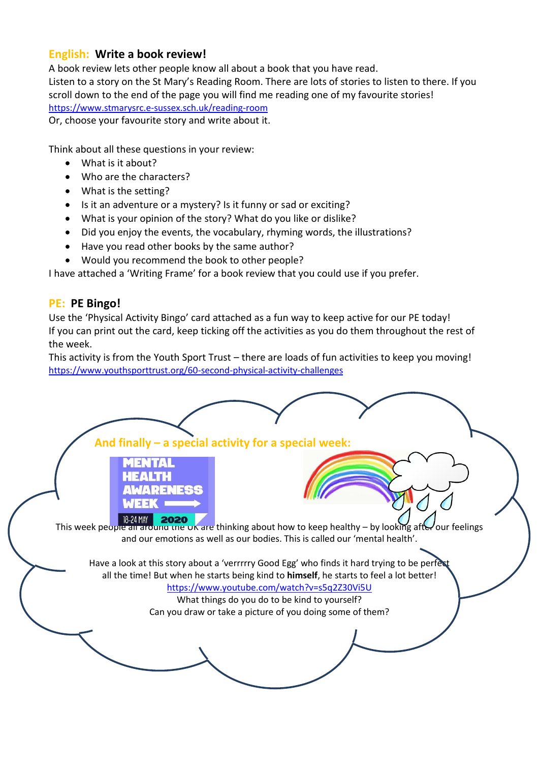## English: Write a book review!

A book review lets other people know all about a book that you have read.
Listen to a story on the St Mary's Reading Room. There are lots of stories to listen to there. If you scroll down to the end of the page you will find me reading one of my favourite stories!
https://www.stmarysrc.e-sussex.sch.uk/reading-room
Or, choose your favourite story and write about it.

Think about all these questions in your review:

- What is it about?
- Who are the characters?
- What is the setting?
- Is it an adventure or a mystery? Is it funny or sad or exciting?
- What is your opinion of the story? What do you like or dislike?
- Did you enjoy the events, the vocabulary, rhyming words, the illustrations?
- Have you read other books by the same author?
- Would you recommend the book to other people?

I have attached a 'Writing Frame' for a book review that you could use if you prefer.

## PE: PE Bingo!

Use the 'Physical Activity Bingo' card attached as a fun way to keep active for our PE today!
If you can print out the card, keep ticking off the activities as you do them throughout the rest of the week.
This activity is from the Youth Sport Trust – there are loads of fun activities to keep you moving!
https://www.youthsporttrust.org/60-second-physical-activity-challenges

## And finally – a special activity for a special week:

MENTAL HEALTH AWARENESS WEEK
18-24 MAY 2020

This week people all around the UK are thinking about how to keep healthy – by looking after our feelings and our emotions as well as our bodies. This is called our 'mental health'.

Have a look at this story about a 'verrrrry Good Egg' who finds it hard trying to be perfect all the time! But when he starts being kind to **himself**, he starts to feel a lot better!
https://www.youtube.com/watch?v=s5q2Z30Vi5U
What things do you do to be kind to yourself?
Can you draw or take a picture of you doing some of them?